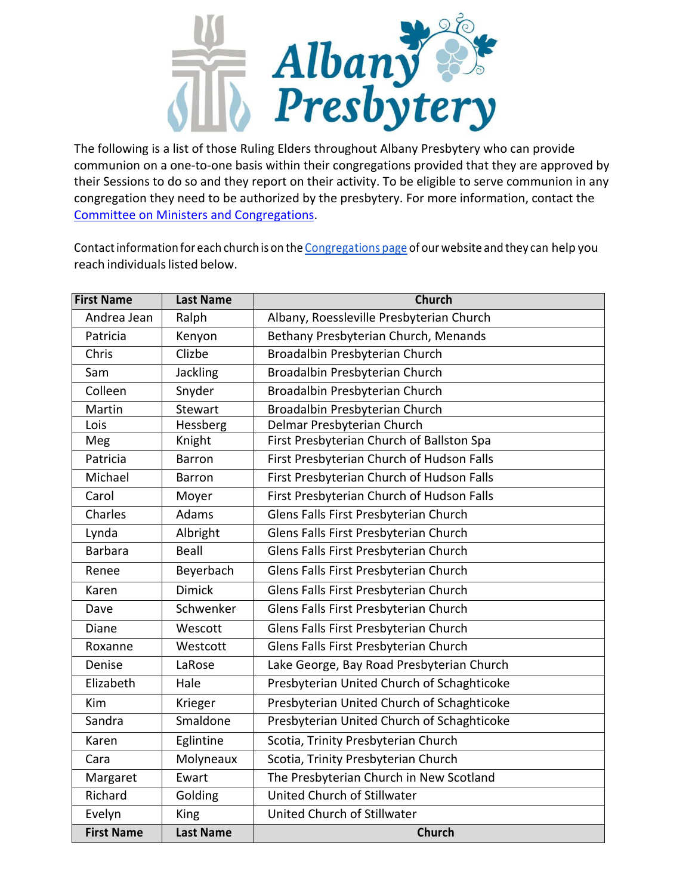The following is a list of those Ruling Elders throughout Albany Presbytery who can provide communion on a one-to-one basis within their congregations provided that they are approved by their Sessions to do so and they report on their activity. To be eligible to serve communion in any congregation they need to be authorized by the presbytery. For more information, contact the Committee on Ministers and Congregations.

Contact information for each church is on the Congregations page of our website and they can help you reach individuals listed below.

| First Name | Last Name | Church |
|---|---|---|
| Andrea Jean | Ralph | Albany, Roessleville Presbyterian Church |
| Patricia | Kenyon | Bethany Presbyterian Church, Menands |
| Chris | Clizbe | Broadalbin Presbyterian Church |
| Sam | Jackling | Broadalbin Presbyterian Church |
| Colleen | Snyder | Broadalbin Presbyterian Church |
| Martin | Stewart | Broadalbin Presbyterian Church |
| Lois | Hessberg | Delmar Presbyterian Church |
| Meg | Knight | First Presbyterian Church of Ballston Spa |
| Patricia | Barron | First Presbyterian Church of Hudson Falls |
| Michael | Barron | First Presbyterian Church of Hudson Falls |
| Carol | Moyer | First Presbyterian Church of Hudson Falls |
| Charles | Adams | Glens Falls First Presbyterian Church |
| Lynda | Albright | Glens Falls First Presbyterian Church |
| Barbara | Beall | Glens Falls First Presbyterian Church |
| Renee | Beyerbach | Glens Falls First Presbyterian Church |
| Karen | Dimick | Glens Falls First Presbyterian Church |
| Dave | Schwenker | Glens Falls First Presbyterian Church |
| Diane | Wescott | Glens Falls First Presbyterian Church |
| Roxanne | Westcott | Glens Falls First Presbyterian Church |
| Denise | LaRose | Lake George, Bay Road Presbyterian Church |
| Elizabeth | Hale | Presbyterian United Church of Schaghticoke |
| Kim | Krieger | Presbyterian United Church of Schaghticoke |
| Sandra | Smaldone | Presbyterian United Church of Schaghticoke |
| Karen | Eglintine | Scotia, Trinity Presbyterian Church |
| Cara | Molyneaux | Scotia, Trinity Presbyterian Church |
| Margaret | Ewart | The Presbyterian Church in New Scotland |
| Richard | Golding | United Church of Stillwater |
| Evelyn | King | United Church of Stillwater |
| **First Name** | **Last Name** | **Church** |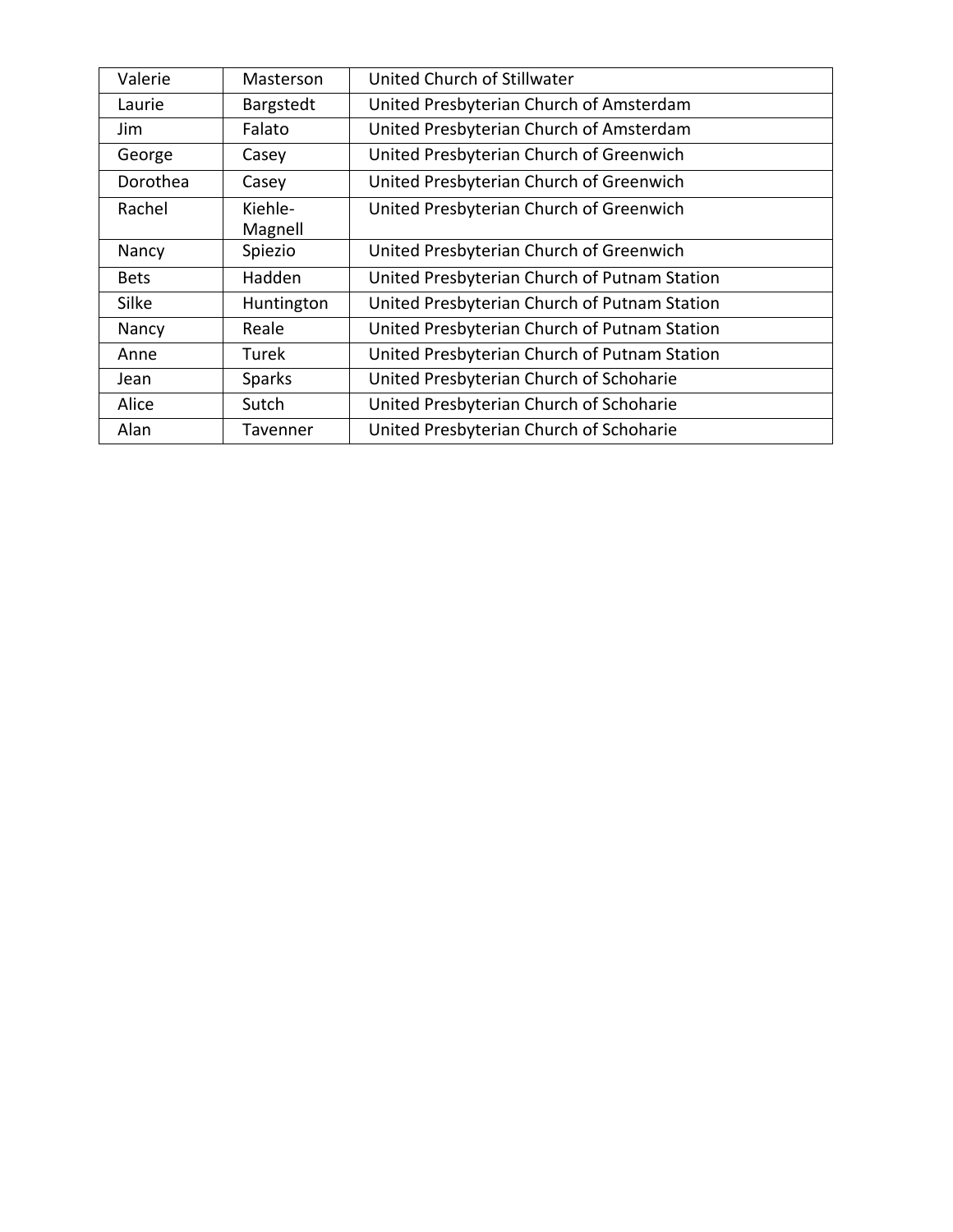| | | |
|---|---|---|
| Valerie | Masterson | United Church of Stillwater |
| Laurie | Bargstedt | United Presbyterian Church of Amsterdam |
| Jim | Falato | United Presbyterian Church of Amsterdam |
| George | Casey | United Presbyterian Church of Greenwich |
| Dorothea | Casey | United Presbyterian Church of Greenwich |
| Rachel | Kiehle-Magnell | United Presbyterian Church of Greenwich |
| Nancy | Spiezio | United Presbyterian Church of Greenwich |
| Bets | Hadden | United Presbyterian Church of Putnam Station |
| Silke | Huntington | United Presbyterian Church of Putnam Station |
| Nancy | Reale | United Presbyterian Church of Putnam Station |
| Anne | Turek | United Presbyterian Church of Putnam Station |
| Jean | Sparks | United Presbyterian Church of Schoharie |
| Alice | Sutch | United Presbyterian Church of Schoharie |
| Alan | Tavenner | United Presbyterian Church of Schoharie |